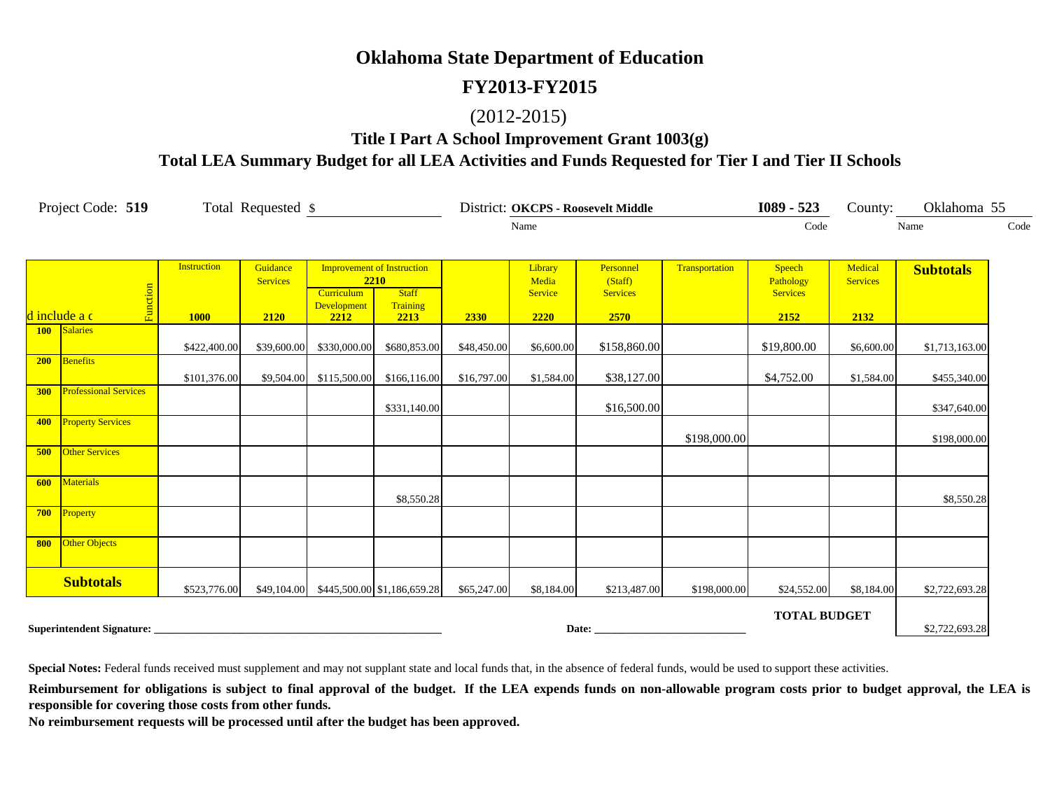# Oklahoma State Department of Education

## FY2013-FY2015

(2012-2015)

### Title I Part A School Improvement Grant 1003(g)

### Total LEA Summary Budget for all LEA Activities and Funds Requested for Tier I and Tier II Schools

Project Code: **519** Total Requested $ ________________ District: **OKCPS - Roosevelt Middle** (Name) **I089 - 523** (Code) County: Oklahoma (Name) 55 (Code)

| d include a c | Function | Instruction 1000 | Guidance Services 2120 | Improvement of Instruction 2210 Curriculum Development 2212 | Staff Training 2213 | 2330 | Library Media Service 2220 | Personnel (Staff) Services 2570 | Transportation | Speech Pathology Services 2152 | Medical Services 2132 | Subtotals |
|---|---|---|---|---|---|---|---|---|---|---|---|---|
| 100 | Salaries | $422,400.00 | $39,600.00 | $330,000.00 | $680,853.00 | $48,450.00 | $6,600.00 | $158,860.00 | | $19,800.00 | $6,600.00 | $1,713,163.00 |
| 200 | Benefits | $101,376.00 | $9,504.00 | $115,500.00 | $166,116.00 | $16,797.00 | $1,584.00 | $38,127.00 | | $4,752.00 | $1,584.00 | $455,340.00 |
| 300 | Professional Services | | | | $331,140.00 | | | $16,500.00 | | | | $347,640.00 |
| 400 | Property Services | | | | | | | | $198,000.00 | | | $198,000.00 |
| 500 | Other Services | | | | | | | | | | | |
| 600 | Materials | | | | $8,550.28 | | | | | | | $8,550.28 |
| 700 | Property | | | | | | | | | | | |
| 800 | Other Objects | | | | | | | | | | | |
| **Subtotals** | | $523,776.00 | $49,104.00 | $445,500.00 | $1,186,659.28 | $65,247.00 | $8,184.00 | $213,487.00 | $198,000.00 | $24,552.00 | $8,184.00 | $2,722,693.28 |
| | | | | | | | | | | | **TOTAL BUDGET** | $2,722,693.28 |

**Superintendent Signature:** ________________________________________ **Date:** ______________________

**Special Notes:** Federal funds received must supplement and may not supplant state and local funds that, in the absence of federal funds, would be used to support these activities.

**Reimbursement for obligations is subject to final approval of the budget. If the LEA expends funds on non-allowable program costs prior to budget approval, the LEA is responsible for covering those costs from other funds.**

**No reimbursement requests will be processed until after the budget has been approved.**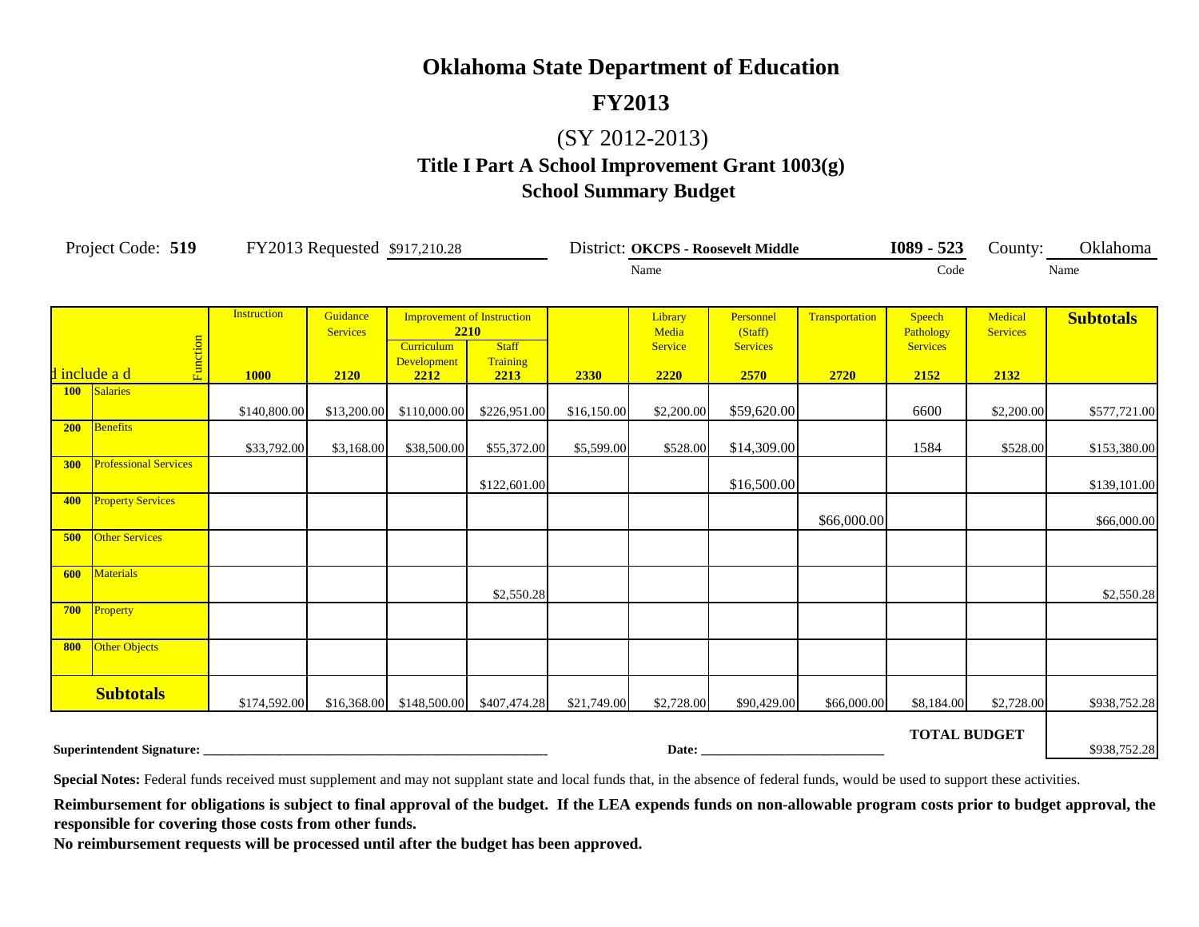# Oklahoma State Department of Education

## FY2013

(SY 2012-2013)

### Title I Part A School Improvement Grant 1003(g)

### School Summary Budget

Project Code: **519** FY2013 Requested $917,210.28 District: **OKCPS - Roosevelt Middle** (Name) **I089 - 523** (Code) County: Oklahoma (Name)

| d include a d | Function | Instruction 1000 | Guidance Services 2120 | Improvement of Instruction 2210: Curriculum Development 2212 | Improvement of Instruction 2210: Staff Training 2213 | 2330 | Library Media Service 2220 | Personnel (Staff) Services 2570 | Transportation 2720 | Speech Pathology Services 2152 | Medical Services 2132 | Subtotals |
|---|---|---|---|---|---|---|---|---|---|---|---|---|
| 100 | Salaries | $140,800.00 | $13,200.00 | $110,000.00 | $226,951.00 | $16,150.00 | $2,200.00 | $59,620.00 | | 6600 | $2,200.00 | $577,721.00 |
| 200 | Benefits | $33,792.00 | $3,168.00 | $38,500.00 | $55,372.00 | $5,599.00 | $528.00 | $14,309.00 | | 1584 | $528.00 | $153,380.00 |
| 300 | Professional Services | | | | $122,601.00 | | | $16,500.00 | | | | $139,101.00 |
| 400 | Property Services | | | | | | | | $66,000.00 | | | $66,000.00 |
| 500 | Other Services | | | | | | | | | | | |
| 600 | Materials | | | | $2,550.28 | | | | | | | $2,550.28 |
| 700 | Property | | | | | | | | | | | |
| 800 | Other Objects | | | | | | | | | | | |
| **Subtotals** | | $174,592.00 | $16,368.00 | $148,500.00 | $407,474.28 | $21,749.00 | $2,728.00 | $90,429.00 | $66,000.00 | $8,184.00 | $2,728.00 | $938,752.28 |

**TOTAL BUDGET** $938,752.28

**Superintendent Signature:** ______________________ **Date:** ______________

**Special Notes:** Federal funds received must supplement and may not supplant state and local funds that, in the absence of federal funds, would be used to support these activities.

**Reimbursement for obligations is subject to final approval of the budget. If the LEA expends funds on non-allowable program costs prior to budget approval, the responsible for covering those costs from other funds.**

**No reimbursement requests will be processed until after the budget has been approved.**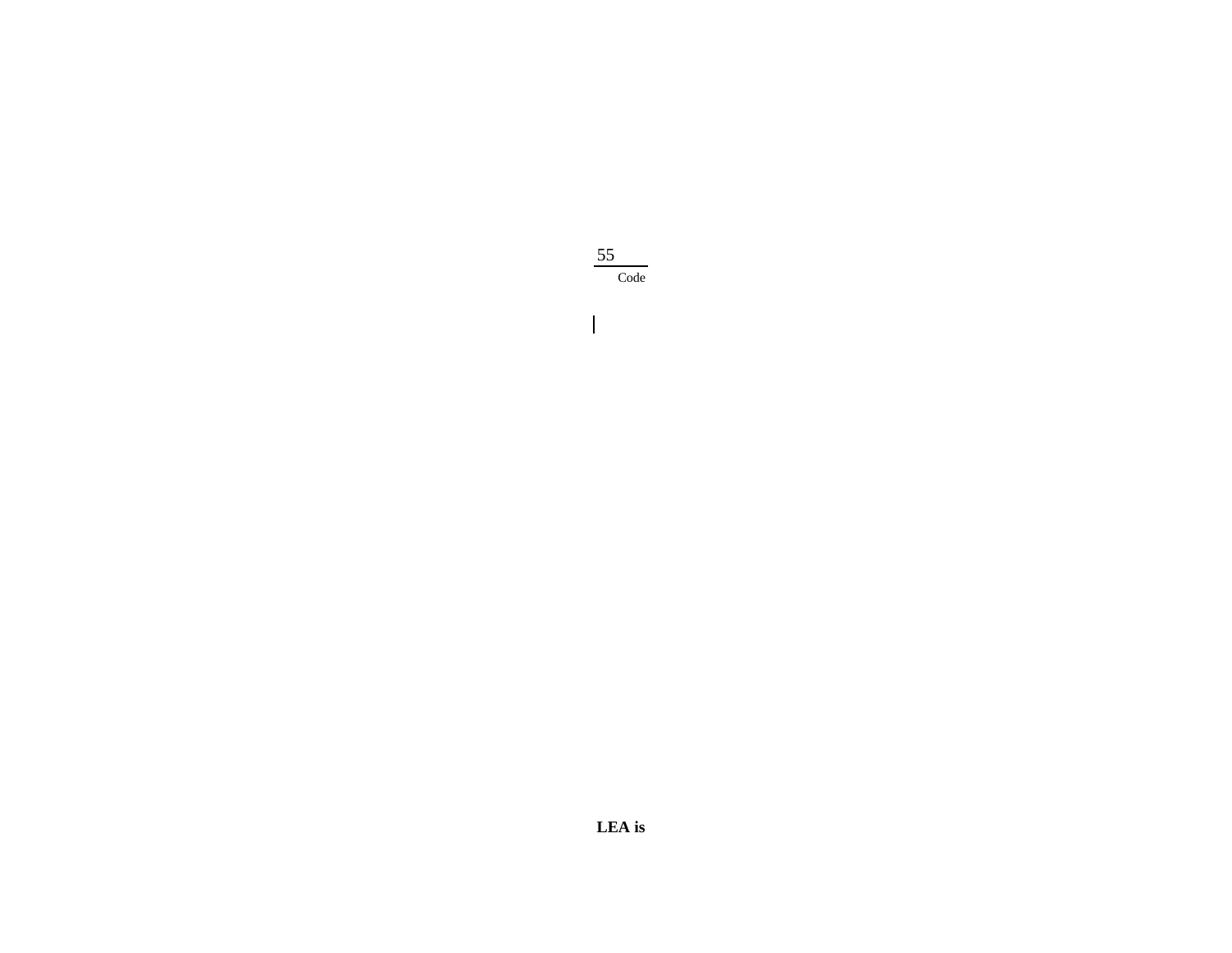55

Code

**LEA is**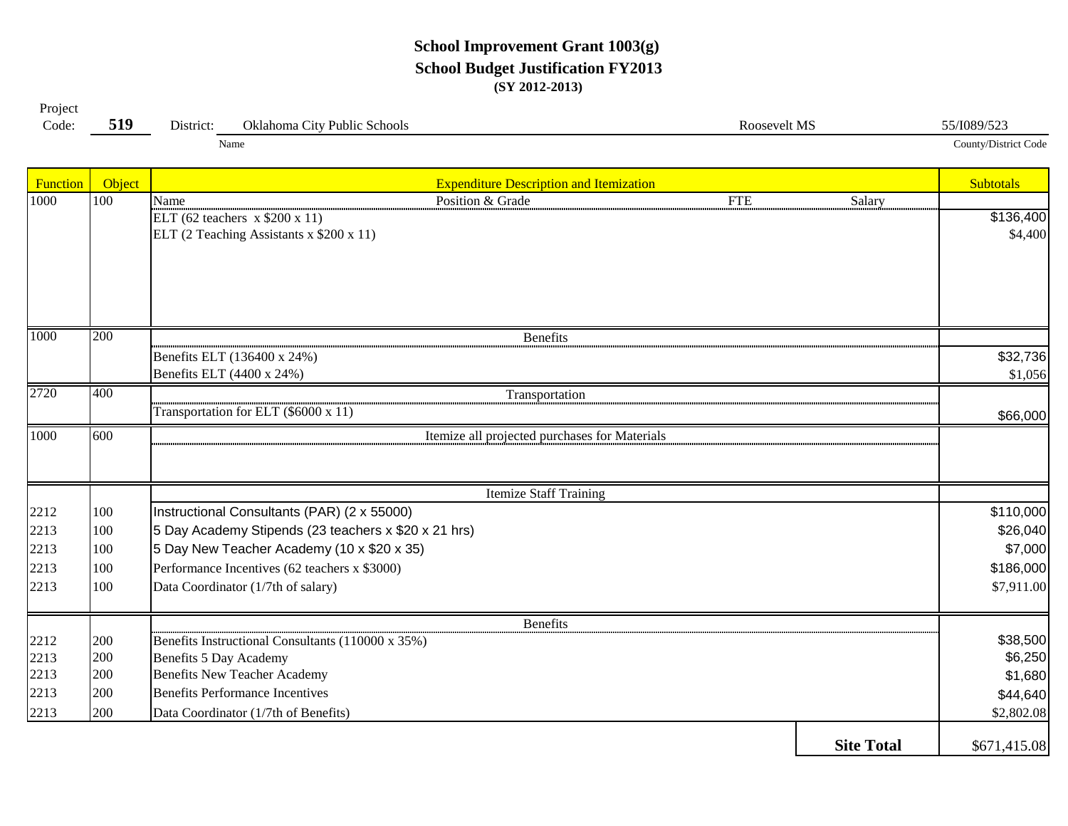**School Improvement Grant 1003(g)**
**School Budget Justification FY2013**
**(SY 2012-2013)**

Project Code: **519** District: Oklahoma City Public Schools (Name) Roosevelt MS 55/I089/523 (County/District Code)

| Function | Object | Expenditure Description and Itemization | Subtotals |
|---|---|---|---|
| 1000 | 100 | Name / Position & Grade / FTE / Salary | |
| | | ELT (62 teachers x $200 x 11) | $136,400 |
| | | ELT (2 Teaching Assistants x $200 x 11) | $4,400 |
| 1000 | 200 | Benefits | |
| | | Benefits ELT (136400 x 24%) | $32,736 |
| | | Benefits ELT (4400 x 24%) | $1,056 |
| 2720 | 400 | Transportation | |
| | | Transportation for ELT ($6000 x 11) | $66,000 |
| 1000 | 600 | Itemize all projected purchases for Materials | |
| | | Itemize Staff Training | |
| 2212 | 100 | Instructional Consultants (PAR) (2 x 55000) | $110,000 |
| 2213 | 100 | 5 Day Academy Stipends (23 teachers x $20 x 21 hrs) | $26,040 |
| 2213 | 100 | 5 Day New Teacher Academy (10 x $20 x 35) | $7,000 |
| 2213 | 100 | Performance Incentives (62 teachers x $3000) | $186,000 |
| 2213 | 100 | Data Coordinator (1/7th of salary) | $7,911.00 |
| | | Benefits | |
| 2212 | 200 | Benefits Instructional Consultants (110000 x 35%) | $38,500 |
| 2213 | 200 | Benefits 5 Day Academy | $6,250 |
| 2213 | 200 | Benefits New Teacher Academy | $1,680 |
| 2213 | 200 | Benefits Performance Incentives | $44,640 |
| 2213 | 200 | Data Coordinator (1/7th of Benefits) | $2,802.08 |
| | | **Site Total** | $671,415.08 |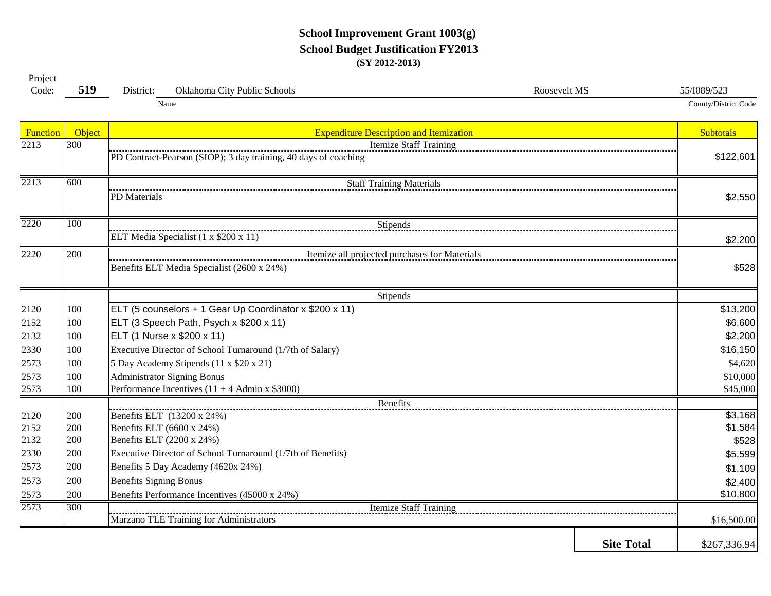# School Improvement Grant 1003(g)
## School Budget Justification FY2013
**(SY 2012-2013)**

Project Code: **519** District: Oklahoma City Public Schools (Name) Roosevelt MS 55/I089/523 (County/District Code)

| Function | Object | Expenditure Description and Itemization | Subtotals |
|---|---|---|---|
| 2213 | 300 | Itemize Staff Training | |
| | | PD Contract-Pearson (SIOP); 3 day training, 40 days of coaching | $122,601 |
| 2213 | 600 | Staff Training Materials | |
| | | PD Materials | $2,550 |
| 2220 | 100 | Stipends | |
| | | ELT Media Specialist (1 x $200 x 11) | $2,200 |
| 2220 | 200 | Itemize all projected purchases for Materials | |
| | | Benefits ELT Media Specialist (2600 x 24%) | $528 |
| | | Stipends | |
| 2120 | 100 | ELT (5 counselors + 1 Gear Up Coordinator x $200 x 11) | $13,200 |
| 2152 | 100 | ELT (3 Speech Path, Psych x $200 x 11) | $6,600 |
| 2132 | 100 | ELT (1 Nurse x $200 x 11) | $2,200 |
| 2330 | 100 | Executive Director of School Turnaround (1/7th of Salary) | $16,150 |
| 2573 | 100 | 5 Day Academy Stipends (11 x $20 x 21) | $4,620 |
| 2573 | 100 | Administrator Signing Bonus | $10,000 |
| 2573 | 100 | Performance Incentives (11 + 4 Admin x $3000) | $45,000 |
| | | Benefits | |
| 2120 | 200 | Benefits ELT (13200 x 24%) | $3,168 |
| 2152 | 200 | Benefits ELT (6600 x 24%) | $1,584 |
| 2132 | 200 | Benefits ELT (2200 x 24%) | $528 |
| 2330 | 200 | Executive Director of School Turnaround (1/7th of Benefits) | $5,599 |
| 2573 | 200 | Benefits 5 Day Academy (4620x 24%) | $1,109 |
| 2573 | 200 | Benefits Signing Bonus | $2,400 |
| 2573 | 200 | Benefits Performance Incentives (45000 x 24%) | $10,800 |
| 2573 | 300 | Itemize Staff Training | |
| | | Marzano TLE Training for Administrators | $16,500.00 |
| | | **Site Total** | $267,336.94 |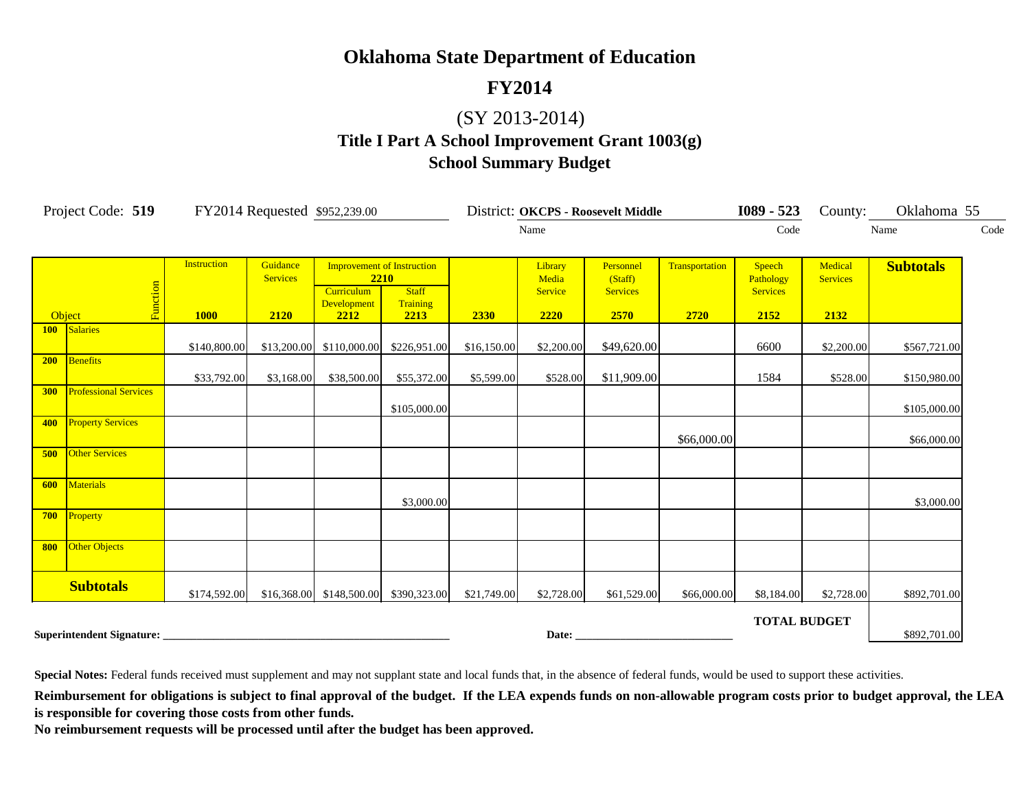# Oklahoma State Department of Education

## FY2014

(SY 2013-2014)

### Title I Part A School Improvement Grant 1003(g)

### School Summary Budget

Project Code: **519** FY2014 Requested $952,239.00 District: **OKCPS - Roosevelt Middle** (Name) **I089 - 523** (Code) County: Oklahoma (Name) 55 (Code)

| Object | Function | Instruction 1000 | Guidance Services 2120 | Improvement of Instruction 2210 — Curriculum Development 2212 | Improvement of Instruction 2210 — Staff Training 2213 | 2330 | Library Media Service 2220 | Personnel (Staff) Services 2570 | Transportation 2720 | Speech Pathology Services 2152 | Medical Services 2132 | Subtotals |
|---|---|---|---|---|---|---|---|---|---|---|---|---|
| 100 | Salaries | $140,800.00 | $13,200.00 | $110,000.00 | $226,951.00 | $16,150.00 | $2,200.00 | $49,620.00 | | 6600 | $2,200.00 | $567,721.00 |
| 200 | Benefits | $33,792.00 | $3,168.00 | $38,500.00 | $55,372.00 | $5,599.00 | $528.00 | $11,909.00 | | 1584 | $528.00 | $150,980.00 |
| 300 | Professional Services | | | | $105,000.00 | | | | | | | $105,000.00 |
| 400 | Property Services | | | | | | | | $66,000.00 | | | $66,000.00 |
| 500 | Other Services | | | | | | | | | | | |
| 600 | Materials | | | | $3,000.00 | | | | | | | $3,000.00 |
| 700 | Property | | | | | | | | | | | |
| 800 | Other Objects | | | | | | | | | | | |
| **Subtotals** | | $174,592.00 | $16,368.00 | $148,500.00 | $390,323.00 | $21,749.00 | $2,728.00 | $61,529.00 | $66,000.00 | $8,184.00 | $2,728.00 | $892,701.00 |

**TOTAL BUDGET** $892,701.00

**Superintendent Signature:** ____________________ **Date:** ____________________

**Special Notes:** Federal funds received must supplement and may not supplant state and local funds that, in the absence of federal funds, would be used to support these activities.

**Reimbursement for obligations is subject to final approval of the budget. If the LEA expends funds on non-allowable program costs prior to budget approval, the LEA is responsible for covering those costs from other funds.**

**No reimbursement requests will be processed until after the budget has been approved.**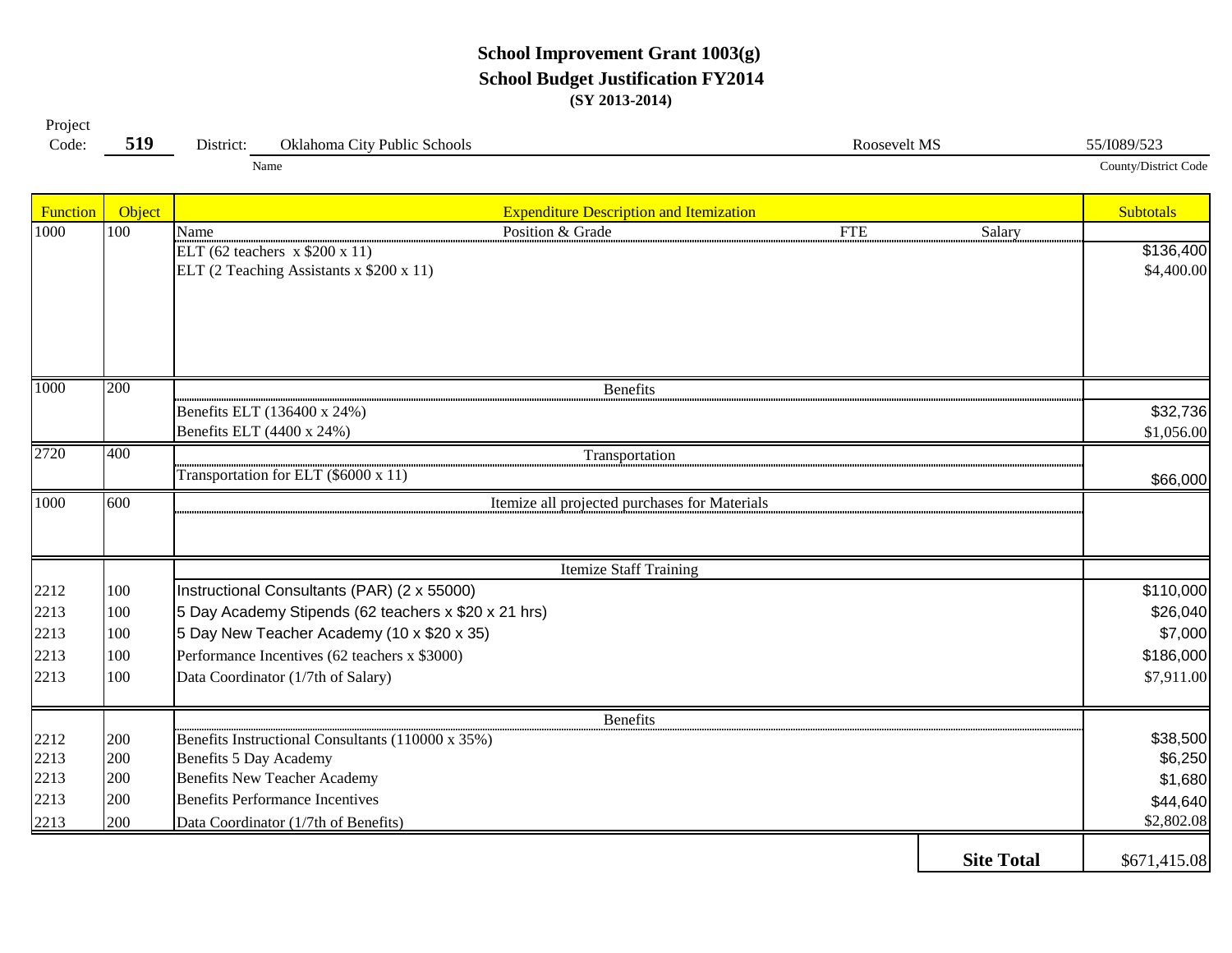# School Improvement Grant 1003(g)
## School Budget Justification FY2014
**(SY 2013-2014)**

Project Code: **519** District: Oklahoma City Public Schools — Roosevelt MS — 55/I089/523

Name — County/District Code

| Function | Object | Expenditure Description and Itemization | Subtotals |
|---|---|---|---|
| 1000 | 100 | Name / Position & Grade / FTE / Salary | |
| | | ELT (62 teachers x $200 x 11) | $136,400 |
| | | ELT (2 Teaching Assistants x $200 x 11) | $4,400.00 |
| 1000 | 200 | Benefits | |
| | | Benefits ELT (136400 x 24%) | $32,736 |
| | | Benefits ELT (4400 x 24%) | $1,056.00 |
| 2720 | 400 | Transportation | |
| | | Transportation for ELT ($6000 x 11) | $66,000 |
| 1000 | 600 | Itemize all projected purchases for Materials | |
| | | Itemize Staff Training | |
| 2212 | 100 | Instructional Consultants (PAR) (2 x 55000) | $110,000 |
| 2213 | 100 | 5 Day Academy Stipends (62 teachers x $20 x 21 hrs) | $26,040 |
| 2213 | 100 | 5 Day New Teacher Academy (10 x $20 x 35) | $7,000 |
| 2213 | 100 | Performance Incentives (62 teachers x $3000) | $186,000 |
| 2213 | 100 | Data Coordinator (1/7th of Salary) | $7,911.00 |
| | | Benefits | |
| 2212 | 200 | Benefits Instructional Consultants (110000 x 35%) | $38,500 |
| 2213 | 200 | Benefits 5 Day Academy | $6,250 |
| 2213 | 200 | Benefits New Teacher Academy | $1,680 |
| 2213 | 200 | Benefits Performance Incentives | $44,640 |
| 2213 | 200 | Data Coordinator (1/7th of Benefits) | $2,802.08 |
| | | **Site Total** | $671,415.08 |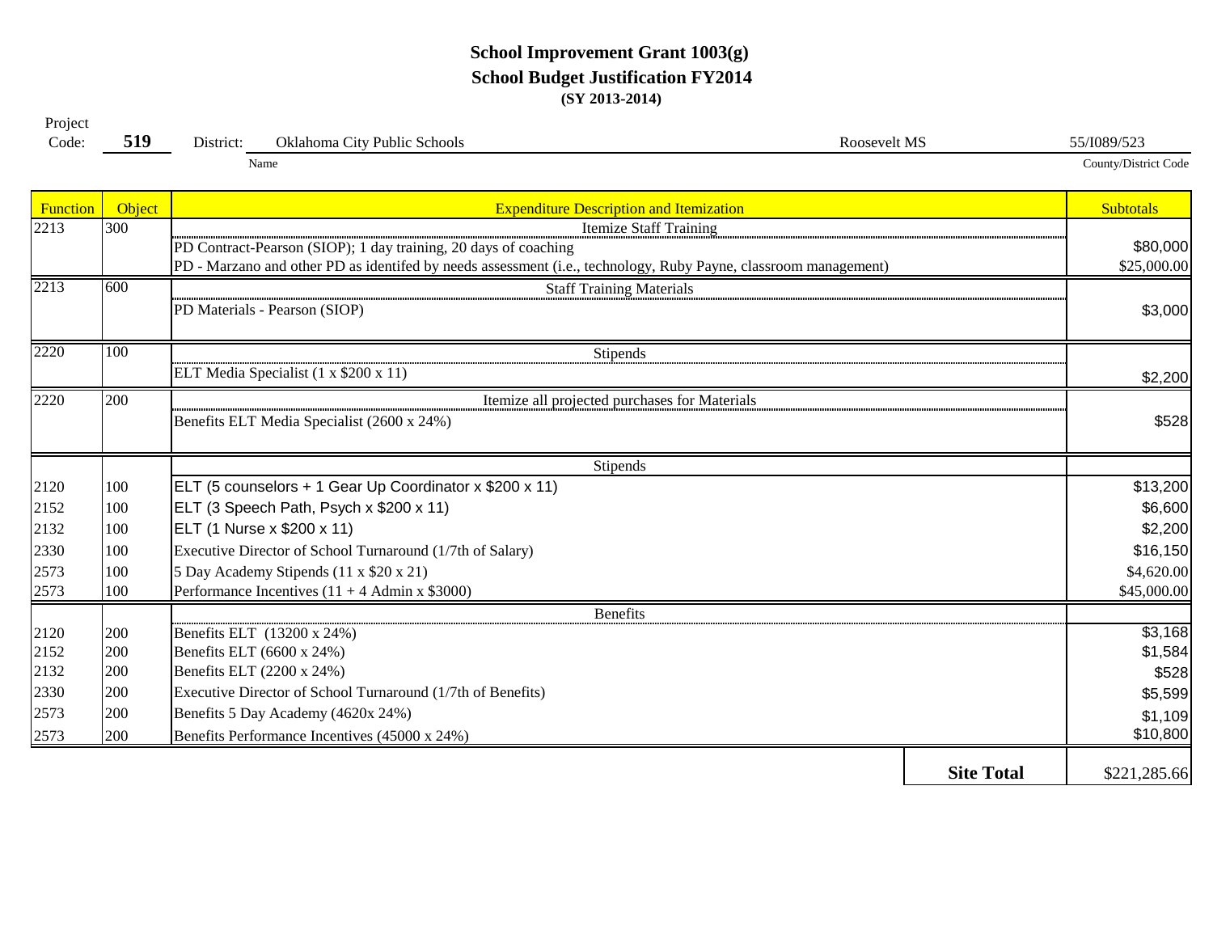## School Improvement Grant 1003(g)
## School Budget Justification FY2014
**(SY 2013-2014)**

Project Code: **519** District: Oklahoma City Public Schools — Roosevelt MS — 55/I089/523

Name — County/District Code

| Function | Object | Expenditure Description and Itemization | Subtotals |
|---|---|---|---|
| 2213 | 300 | Itemize Staff Training | |
| | | PD Contract-Pearson (SIOP); 1 day training, 20 days of coaching | $80,000 |
| | | PD - Marzano and other PD as identifed by needs assessment (i.e., technology, Ruby Payne, classroom management) | $25,000.00 |
| 2213 | 600 | Staff Training Materials | |
| | | PD Materials - Pearson (SIOP) | $3,000 |
| 2220 | 100 | Stipends | |
| | | ELT Media Specialist (1 x $200 x 11) | $2,200 |
| 2220 | 200 | Itemize all projected purchases for Materials | |
| | | Benefits ELT Media Specialist (2600 x 24%) | $528 |
| | | Stipends | |
| 2120 | 100 | ELT (5 counselors + 1 Gear Up Coordinator x $200 x 11) | $13,200 |
| 2152 | 100 | ELT (3 Speech Path, Psych x $200 x 11) | $6,600 |
| 2132 | 100 | ELT (1 Nurse x $200 x 11) | $2,200 |
| 2330 | 100 | Executive Director of School Turnaround (1/7th of Salary) | $16,150 |
| 2573 | 100 | 5 Day Academy Stipends (11 x $20 x 21) | $4,620.00 |
| 2573 | 100 | Performance Incentives (11 + 4 Admin x $3000) | $45,000.00 |
| | | Benefits | |
| 2120 | 200 | Benefits ELT (13200 x 24%) | $3,168 |
| 2152 | 200 | Benefits ELT (6600 x 24%) | $1,584 |
| 2132 | 200 | Benefits ELT (2200 x 24%) | $528 |
| 2330 | 200 | Executive Director of School Turnaround (1/7th of Benefits) | $5,599 |
| 2573 | 200 | Benefits 5 Day Academy (4620x 24%) | $1,109 |
| 2573 | 200 | Benefits Performance Incentives (45000 x 24%) | $10,800 |
| | | **Site Total** | $221,285.66 |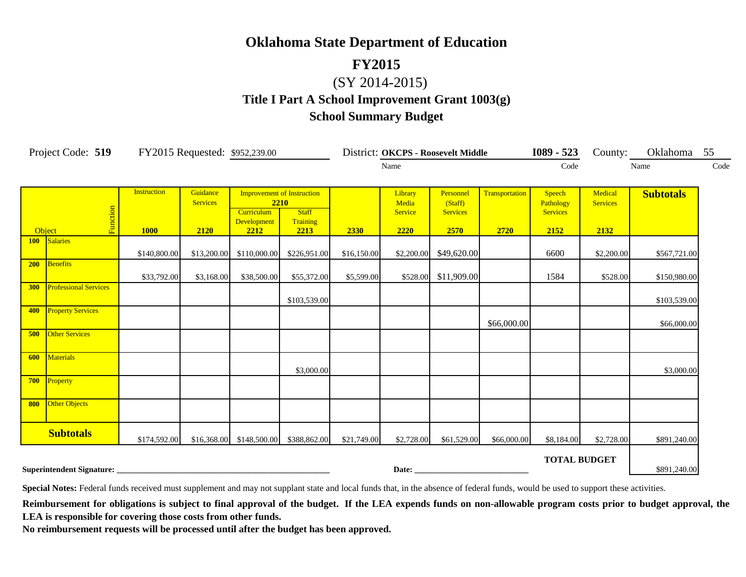# Oklahoma State Department of Education

## FY2015

(SY 2014-2015)

### Title I Part A School Improvement Grant 1003(g)

### School Summary Budget

Project Code: **519** FY2015 Requested: $952,239.00 District: **OKCPS - Roosevelt Middle** (Name) **I089 - 523** (Code) County: Oklahoma (Name) 55 (Code)

| Object | | Function | Instruction | Guidance Services | Improvement of Instruction 2210 | | | Library Media Service | Personnel (Staff) Services | Transportation | Speech Pathology Services | Medical Services | Subtotals |
|---|---|---|---|---|---|---|---|---|---|---|---|---|---|
| | | | | | Curriculum Development | Staff Training | | | | | | | |
| | | | 1000 | 2120 | 2212 | 2213 | 2330 | 2220 | 2570 | 2720 | 2152 | 2132 | |
| 100 | Salaries | | $140,800.00 | $13,200.00 | $110,000.00 | $226,951.00 | $16,150.00 | $2,200.00 | $49,620.00 | | 6600 | $2,200.00 | $567,721.00 |
| 200 | Benefits | | $33,792.00 | $3,168.00 | $38,500.00 | $55,372.00 | $5,599.00 | $528.00 | $11,909.00 | | 1584 | $528.00 | $150,980.00 |
| 300 | Professional Services | | | | | $103,539.00 | | | | | | | $103,539.00 |
| 400 | Property Services | | | | | | | | | $66,000.00 | | | $66,000.00 |
| 500 | Other Services | | | | | | | | | | | | |
| 600 | Materials | | | | | $3,000.00 | | | | | | | $3,000.00 |
| 700 | Property | | | | | | | | | | | | |
| 800 | Other Objects | | | | | | | | | | | | |
| **Subtotals** | | | $174,592.00 | $16,368.00 | $148,500.00 | $388,862.00 | $21,749.00 | $2,728.00 | $61,529.00 | $66,000.00 | $8,184.00 | $2,728.00 | $891,240.00 |

**TOTAL BUDGET** $891,240.00

**Superintendent Signature:** ______________________________ **Date:** ______________________

**Special Notes:** Federal funds received must supplement and may not supplant state and local funds that, in the absence of federal funds, would be used to support these activities.

**Reimbursement for obligations is subject to final approval of the budget. If the LEA expends funds on non-allowable program costs prior to budget approval, the LEA is responsible for covering those costs from other funds.**

**No reimbursement requests will be processed until after the budget has been approved.**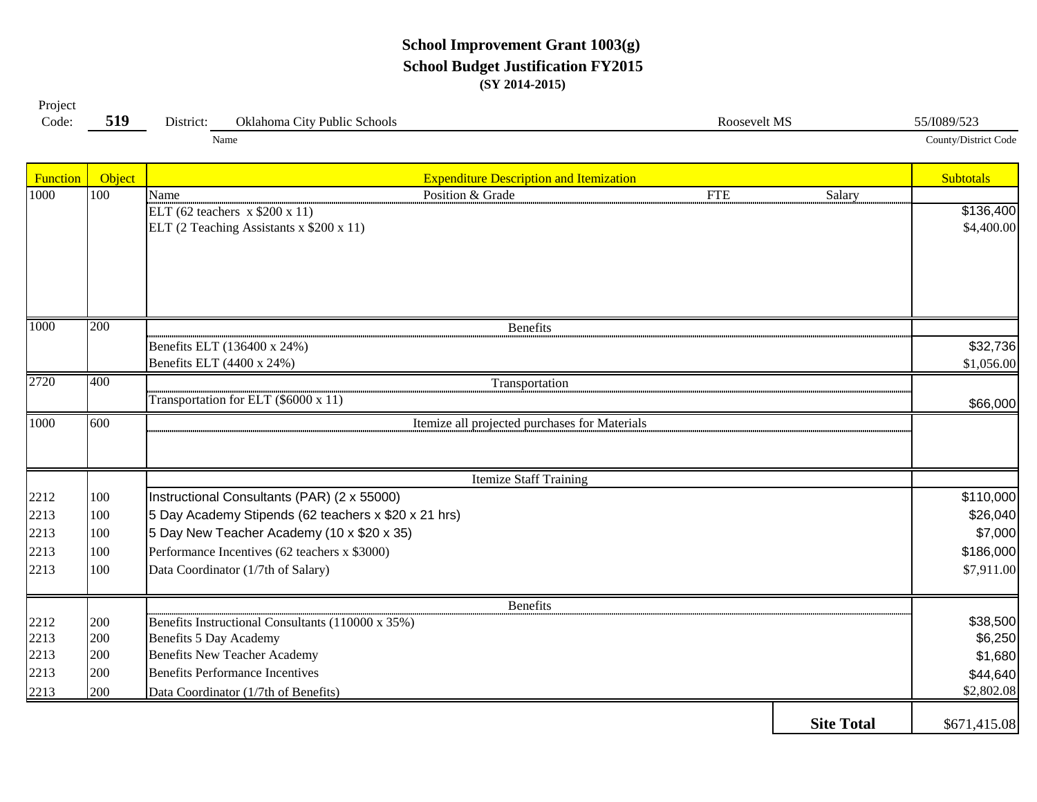# School Improvement Grant 1003(g)
## School Budget Justification FY2015
**(SY 2014-2015)**

Project Code: **519** District: Oklahoma City Public Schools (Name) Roosevelt MS 55/I089/523 (County/District Code)

| Function | Object | Expenditure Description and Itemization | Subtotals |
|---|---|---|---|
| 1000 | 100 | Name / Position & Grade / FTE / Salary | |
| | | ELT (62 teachers x $200 x 11) | $136,400 |
| | | ELT (2 Teaching Assistants x $200 x 11) | $4,400.00 |
| 1000 | 200 | Benefits | |
| | | Benefits ELT (136400 x 24%) | $32,736 |
| | | Benefits ELT (4400 x 24%) | $1,056.00 |
| 2720 | 400 | Transportation | |
| | | Transportation for ELT ($6000 x 11) | $66,000 |
| 1000 | 600 | Itemize all projected purchases for Materials | |
| | | Itemize Staff Training | |
| 2212 | 100 | Instructional Consultants (PAR) (2 x 55000) | $110,000 |
| 2213 | 100 | 5 Day Academy Stipends (62 teachers x $20 x 21 hrs) | $26,040 |
| 2213 | 100 | 5 Day New Teacher Academy (10 x $20 x 35) | $7,000 |
| 2213 | 100 | Performance Incentives (62 teachers x $3000) | $186,000 |
| 2213 | 100 | Data Coordinator (1/7th of Salary) | $7,911.00 |
| | | Benefits | |
| 2212 | 200 | Benefits Instructional Consultants (110000 x 35%) | $38,500 |
| 2213 | 200 | Benefits 5 Day Academy | $6,250 |
| 2213 | 200 | Benefits New Teacher Academy | $1,680 |
| 2213 | 200 | Benefits Performance Incentives | $44,640 |
| 2213 | 200 | Data Coordinator (1/7th of Benefits) | $2,802.08 |
| | | **Site Total** | $671,415.08 |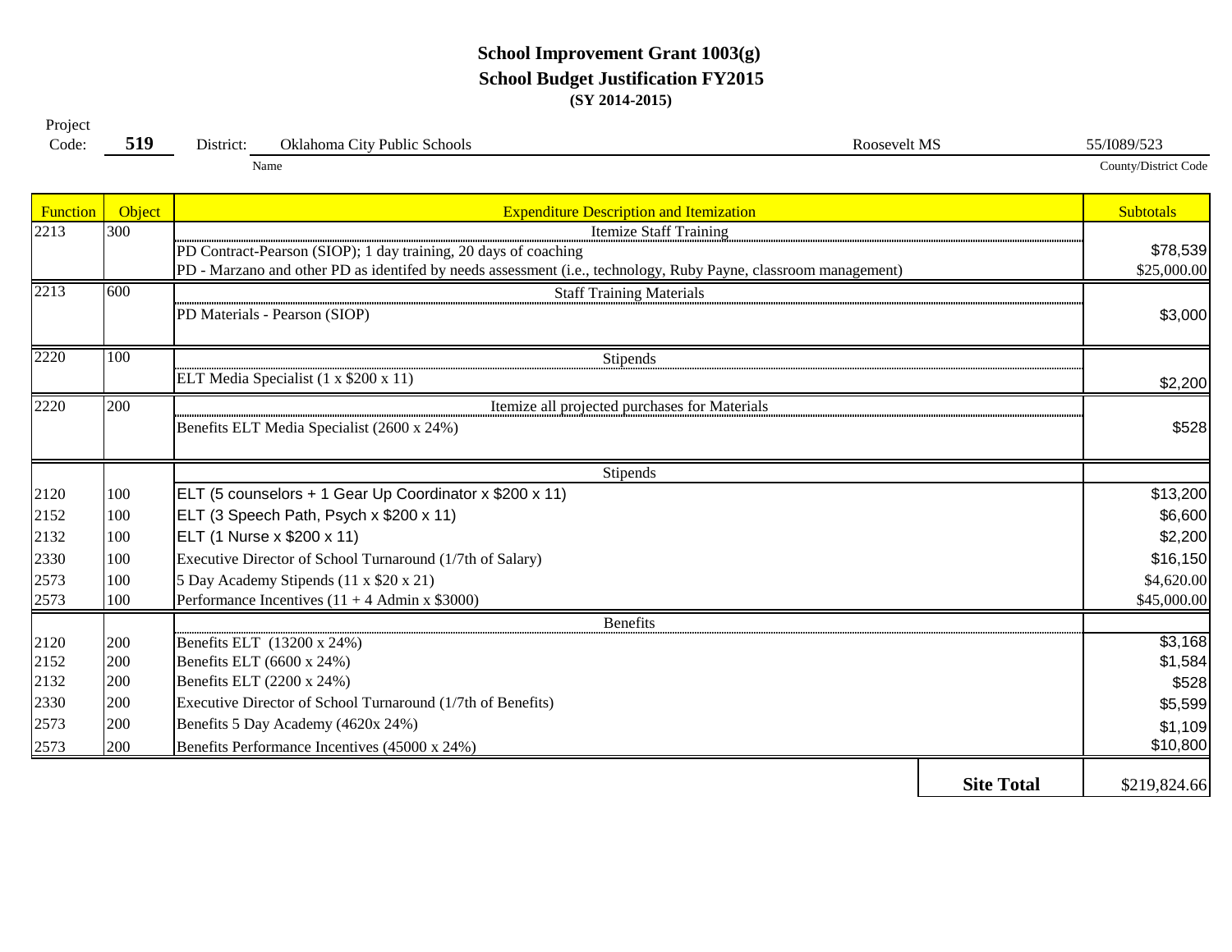**School Improvement Grant 1003(g)**
**School Budget Justification FY2015**
**(SY 2014-2015)**

Project Code: **519** District: Oklahoma City Public Schools — Roosevelt MS — 55/I089/523

Name — County/District Code

| Function | Object | Expenditure Description and Itemization | Subtotals |
|---|---|---|---|
| 2213 | 300 | Itemize Staff Training | |
| | | PD Contract-Pearson (SIOP); 1 day training, 20 days of coaching | $78,539 |
| | | PD - Marzano and other PD as identifed by needs assessment (i.e., technology, Ruby Payne, classroom management) | $25,000.00 |
| 2213 | 600 | Staff Training Materials | |
| | | PD Materials - Pearson (SIOP) | $3,000 |
| 2220 | 100 | Stipends | |
| | | ELT Media Specialist (1 x $200 x 11) | $2,200 |
| 2220 | 200 | Itemize all projected purchases for Materials | |
| | | Benefits ELT Media Specialist (2600 x 24%) | $528 |
| | | Stipends | |
| 2120 | 100 | ELT (5 counselors + 1 Gear Up Coordinator x $200 x 11) | $13,200 |
| 2152 | 100 | ELT (3 Speech Path, Psych x $200 x 11) | $6,600 |
| 2132 | 100 | ELT (1 Nurse x $200 x 11) | $2,200 |
| 2330 | 100 | Executive Director of School Turnaround (1/7th of Salary) | $16,150 |
| 2573 | 100 | 5 Day Academy Stipends (11 x $20 x 21) | $4,620.00 |
| 2573 | 100 | Performance Incentives (11 + 4 Admin x $3000) | $45,000.00 |
| | | Benefits | |
| 2120 | 200 | Benefits ELT (13200 x 24%) | $3,168 |
| 2152 | 200 | Benefits ELT (6600 x 24%) | $1,584 |
| 2132 | 200 | Benefits ELT (2200 x 24%) | $528 |
| 2330 | 200 | Executive Director of School Turnaround (1/7th of Benefits) | $5,599 |
| 2573 | 200 | Benefits 5 Day Academy (4620x 24%) | $1,109 |
| 2573 | 200 | Benefits Performance Incentives (45000 x 24%) | $10,800 |
| | | **Site Total** | $219,824.66 |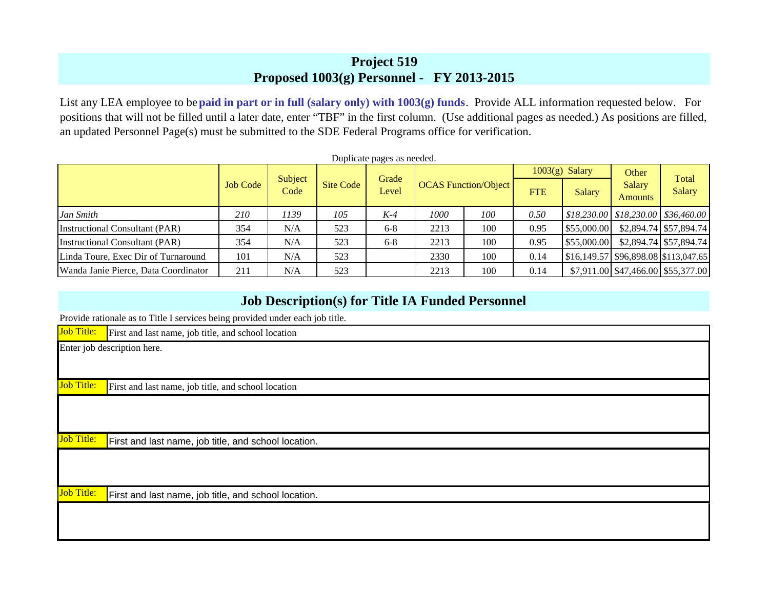## Project 519
## Proposed 1003(g) Personnel - FY 2013-2015

List any LEA employee to be **paid in part or in full (salary only) with 1003(g) funds**. Provide ALL information requested below. For positions that will not be filled until a later date, enter "TBF" in the first column. (Use additional pages as needed.) As positions are filled, an updated Personnel Page(s) must be submitted to the SDE Federal Programs office for verification.

Duplicate pages as needed.

| | Job Code | Subject Code | Site Code | Grade Level | OCAS Function/Object | | 1003(g) Salary | | Other Salary Amounts | Total Salary |
|---|---|---|---|---|---|---|---|---|---|---|
| | | | | | | | FTE | Salary | | |
| *Jan Smith* | *210* | *1139* | *105* | *K-4* | *1000* | *100* | *0.50* | *$18,230.00* | *$18,230.00* | *$36,460.00* |
| Instructional Consultant (PAR) | 354 | N/A | 523 | 6-8 | 2213 | 100 | 0.95 | $55,000.00 | $2,894.74 | $57,894.74 |
| Instructional Consultant (PAR) | 354 | N/A | 523 | 6-8 | 2213 | 100 | 0.95 | $55,000.00 | $2,894.74 | $57,894.74 |
| Linda Toure, Exec Dir of Turnaround | 101 | N/A | 523 | | 2330 | 100 | 0.14 | $16,149.57 | $96,898.08 | $113,047.65 |
| Wanda Janie Pierce, Data Coordinator | 211 | N/A | 523 | | 2213 | 100 | 0.14 | $7,911.00 | $47,466.00 | $55,377.00 |

## Job Description(s) for Title IA Funded Personnel

Provide rationale as to Title I services being provided under each job title.

**Job Title:** First and last name, job title, and school location

Enter job description here.

**Job Title:** First and last name, job title, and school location

**Job Title:** First and last name, job title, and school location.

**Job Title:** First and last name, job title, and school location.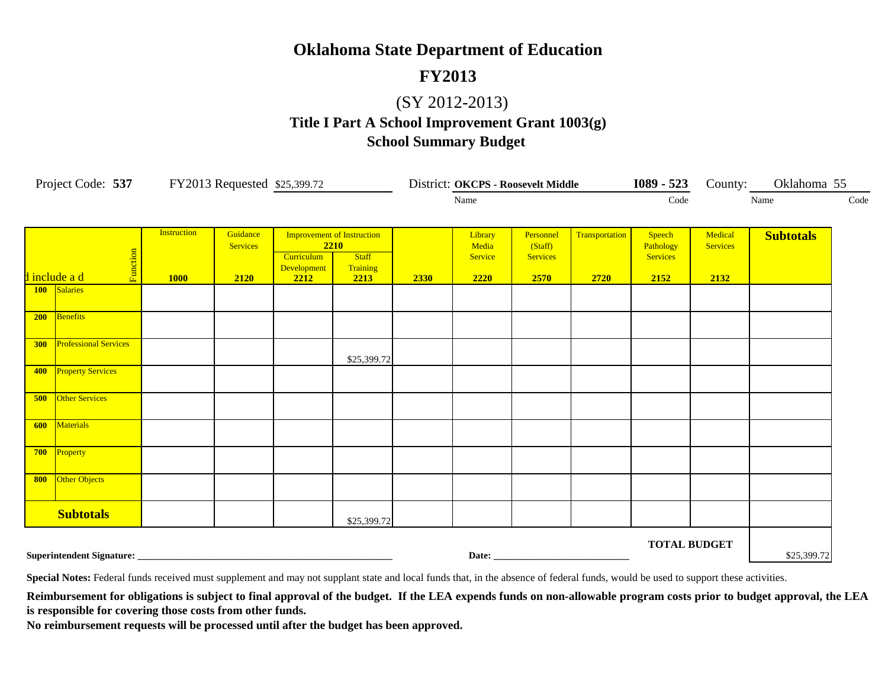# Oklahoma State Department of Education

## FY2013

(SY 2012-2013)

### Title I Part A School Improvement Grant 1003(g)

### School Summary Budget

Project Code: **537** FY2013 Requested $25,399.72 District: **OKCPS - Roosevelt Middle** (Name) **I089 - 523** (Code) County: Oklahoma (Name) 55 (Code)

| d include a d | Function | Instruction 1000 | Guidance Services 2120 | Improvement of Instruction 2210 — Curriculum Development 2212 | Improvement of Instruction 2210 — Staff Training 2213 | 2330 | Library Media Service 2220 | Personnel (Staff) Services 2570 | Transportation 2720 | Speech Pathology Services 2152 | Medical Services 2132 | Subtotals |
|---|---|---|---|---|---|---|---|---|---|---|---|---|
| 100 | Salaries | | | | | | | | | | | |
| 200 | Benefits | | | | | | | | | | | |
| 300 | Professional Services | | | | $25,399.72 | | | | | | | |
| 400 | Property Services | | | | | | | | | | | |
| 500 | Other Services | | | | | | | | | | | |
| 600 | Materials | | | | | | | | | | | |
| 700 | Property | | | | | | | | | | | |
| 800 | Other Objects | | | | | | | | | | | |
| **Subtotals** | | | | | $25,399.72 | | | | | | | |
| | | | | | | | | | | | **TOTAL BUDGET** | $25,399.72 |

**Superintendent Signature:** ______________________________ **Date:** ____________________

**Special Notes:** Federal funds received must supplement and may not supplant state and local funds that, in the absence of federal funds, would be used to support these activities.

**Reimbursement for obligations is subject to final approval of the budget. If the LEA expends funds on non-allowable program costs prior to budget approval, the LEA is responsible for covering those costs from other funds.**

**No reimbursement requests will be processed until after the budget has been approved.**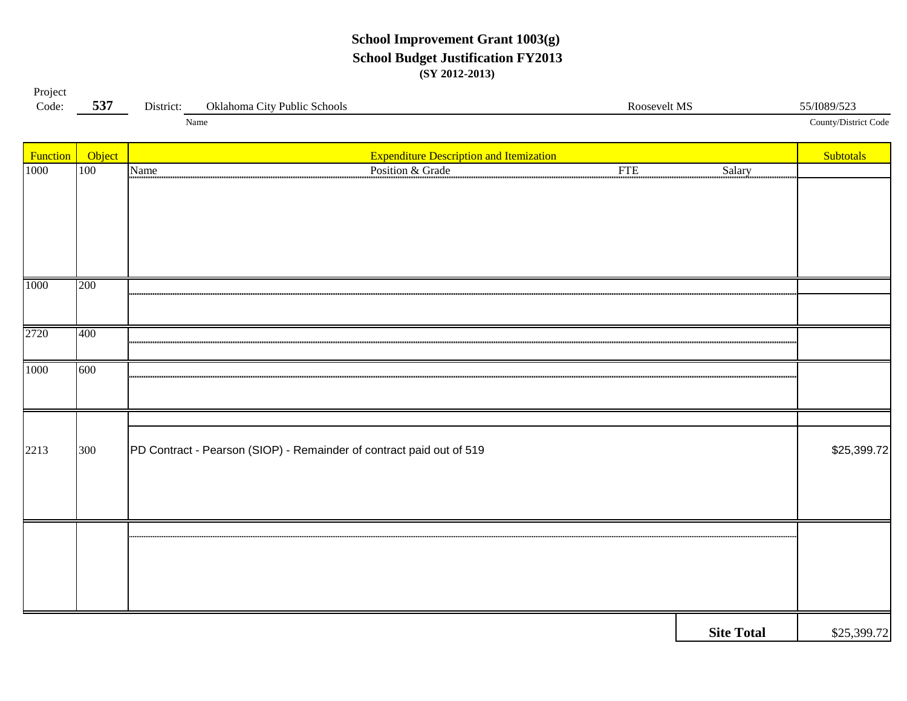# School Improvement Grant 1003(g)
## School Budget Justification FY2013
**(SY 2012-2013)**

Project Code: **537** District: Oklahoma City Public Schools Roosevelt MS 55/I089/523

Name County/District Code

| Function | Object | Expenditure Description and Itemization | Subtotals |
|---|---|---|---|
| 1000 | 100 | Name Position & Grade FTE Salary | |
| 1000 | 200 | | |
| 2720 | 400 | | |
| 1000 | 600 | | |
| 2213 | 300 | PD Contract - Pearson (SIOP) - Remainder of contract paid out of 519 | $25,399.72 |
| | | | |

**Site Total** $25,399.72